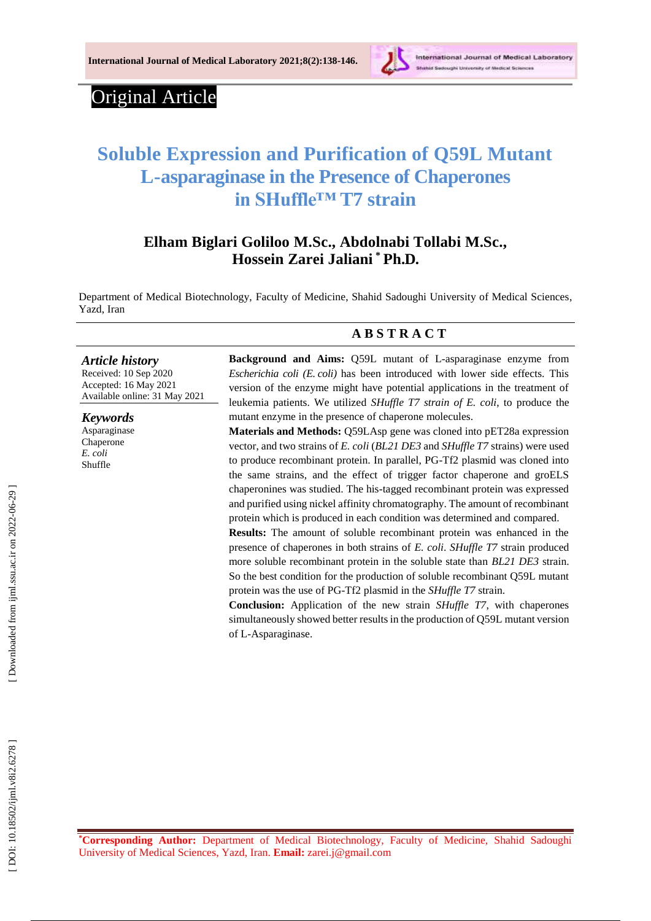Original Article

# Soluble Expression and Purification of Q59L Mutant L-asparaginase in the Presence of Chaperones in SHuffle™ T7 strain

**Elham Biglari Goliloo M.Sc., Abdolnabi Tollabi M.Sc., Hossein Zarei Jaliani \* Ph.D.**

Department of Medical Biotechnology, Faculty of Medicine, Shahid Sadoughi University of Medical Sciences, Yazd, Iran

## ABSTRACT

***Article history***
Received: 10 Sep 2020
Accepted: 16 May 2021
Available online: 31 May 2021

***Keywords***
Asparaginase
Chaperone
*E. coli*
Shuffle

**Background and Aims:** Q59L mutant of L-asparaginase enzyme from *Escherichia coli (E. coli)* has been introduced with lower side effects. This version of the enzyme might have potential applications in the treatment of leukemia patients. We utilized *SHuffle T7 strain of E. coli*, to produce the mutant enzyme in the presence of chaperone molecules.

**Materials and Methods:** Q59LAsp gene was cloned into pET28a expression vector, and two strains of *E. coli* (*BL21 DE3* and *SHuffle T7* strains) were used to produce recombinant protein. In parallel, PG-Tf2 plasmid was cloned into the same strains, and the effect of trigger factor chaperone and groELS chaperonines was studied. The his-tagged recombinant protein was expressed and purified using nickel affinity chromatography. The amount of recombinant protein which is produced in each condition was determined and compared.

**Results:** The amount of soluble recombinant protein was enhanced in the presence of chaperones in both strains of *E. coli*. *SHuffle T7* strain produced more soluble recombinant protein in the soluble state than *BL21 DE3* strain. So the best condition for the production of soluble recombinant Q59L mutant protein was the use of PG-Tf2 plasmid in the *SHuffle T7* strain.

**Conclusion:** Application of the new strain *SHuffle T7*, with chaperones simultaneously showed better results in the production of Q59L mutant version of L-Asparaginase.

\***Corresponding Author:** Department of Medical Biotechnology, Faculty of Medicine, Shahid Sadoughi University of Medical Sciences, Yazd, Iran. **Email:** zarei.j@gmail.com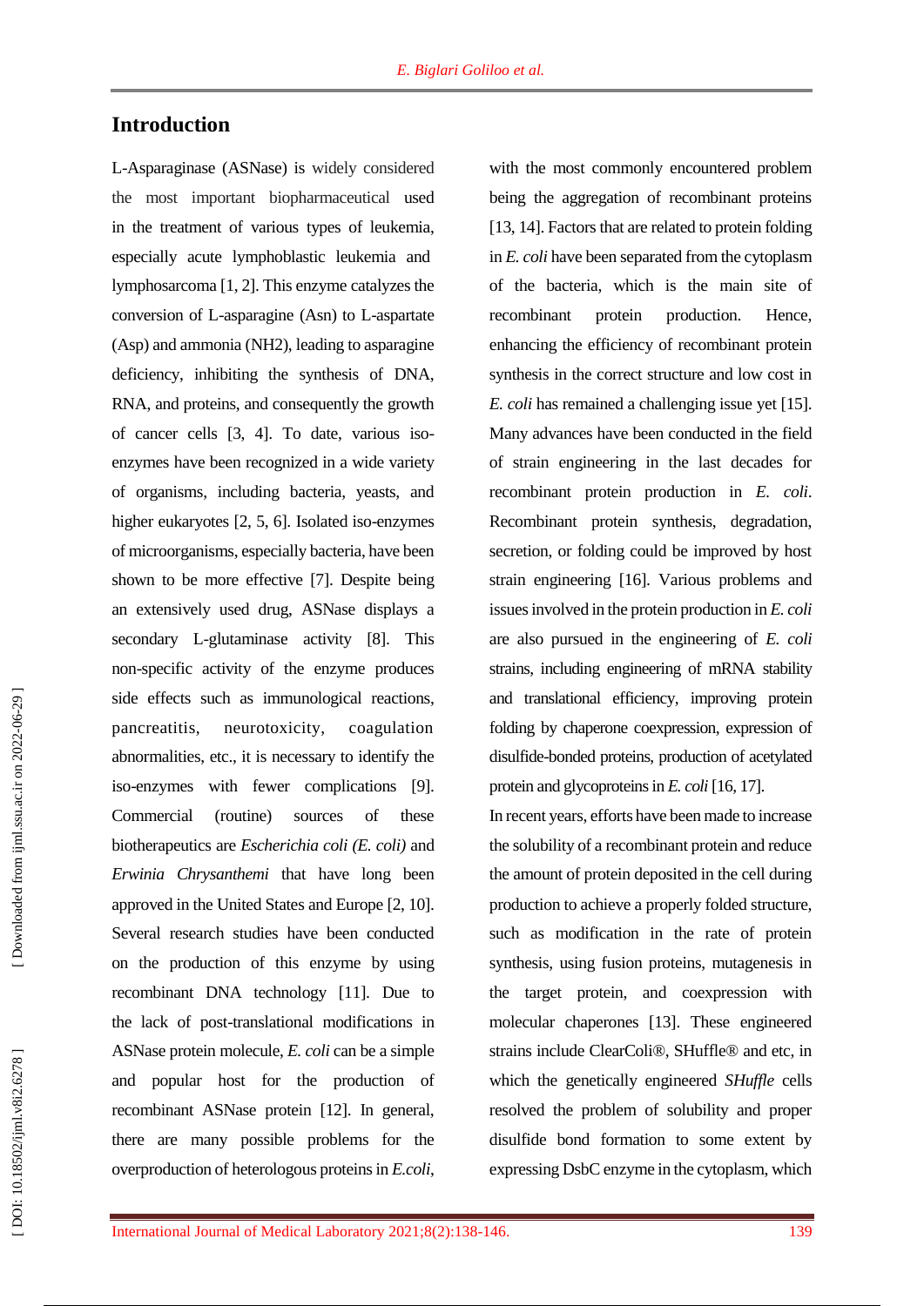## Introduction

L-Asparaginase (ASNase) is widely considered the most important biopharmaceutical used in the treatment of various types of leukemia, especially acute lymphoblastic leukemia and lymphosarcoma [1, 2]. This enzyme catalyzes the conversion of L-asparagine (Asn) to L-aspartate (Asp) and ammonia (NH2), leading to asparagine deficiency, inhibiting the synthesis of DNA, RNA, and proteins, and consequently the growth of cancer cells [3, 4]. To date, various iso-enzymes have been recognized in a wide variety of organisms, including bacteria, yeasts, and higher eukaryotes [2, 5, 6]. Isolated iso-enzymes of microorganisms, especially bacteria, have been shown to be more effective [7]. Despite being an extensively used drug, ASNase displays a secondary L-glutaminase activity [8]. This non-specific activity of the enzyme produces side effects such as immunological reactions, pancreatitis, neurotoxicity, coagulation abnormalities, etc., it is necessary to identify the iso-enzymes with fewer complications [9]. Commercial (routine) sources of these biotherapeutics are *Escherichia coli (E. coli)* and *Erwinia Chrysanthemi* that have long been approved in the United States and Europe [2, 10]. Several research studies have been conducted on the production of this enzyme by using recombinant DNA technology [11]. Due to the lack of post-translational modifications in ASNase protein molecule, *E. coli* can be a simple and popular host for the production of recombinant ASNase protein [12]. In general, there are many possible problems for the overproduction of heterologous proteins in *E.coli*, with the most commonly encountered problem being the aggregation of recombinant proteins [13, 14]. Factors that are related to protein folding in *E. coli* have been separated from the cytoplasm of the bacteria, which is the main site of recombinant protein production. Hence, enhancing the efficiency of recombinant protein synthesis in the correct structure and low cost in *E. coli* has remained a challenging issue yet [15]. Many advances have been conducted in the field of strain engineering in the last decades for recombinant protein production in *E. coli*. Recombinant protein synthesis, degradation, secretion, or folding could be improved by host strain engineering [16]. Various problems and issues involved in the protein production in *E. coli* are also pursued in the engineering of *E. coli* strains, including engineering of mRNA stability and translational efficiency, improving protein folding by chaperone coexpression, expression of disulfide-bonded proteins, production of acetylated protein and glycoproteins in *E. coli* [16, 17].

In recent years, efforts have been made to increase the solubility of a recombinant protein and reduce the amount of protein deposited in the cell during production to achieve a properly folded structure, such as modification in the rate of protein synthesis, using fusion proteins, mutagenesis in the target protein, and coexpression with molecular chaperones [13]. These engineered strains include ClearColi®, SHuffle® and etc, in which the genetically engineered *SHuffle* cells resolved the problem of solubility and proper disulfide bond formation to some extent by expressing DsbC enzyme in the cytoplasm, which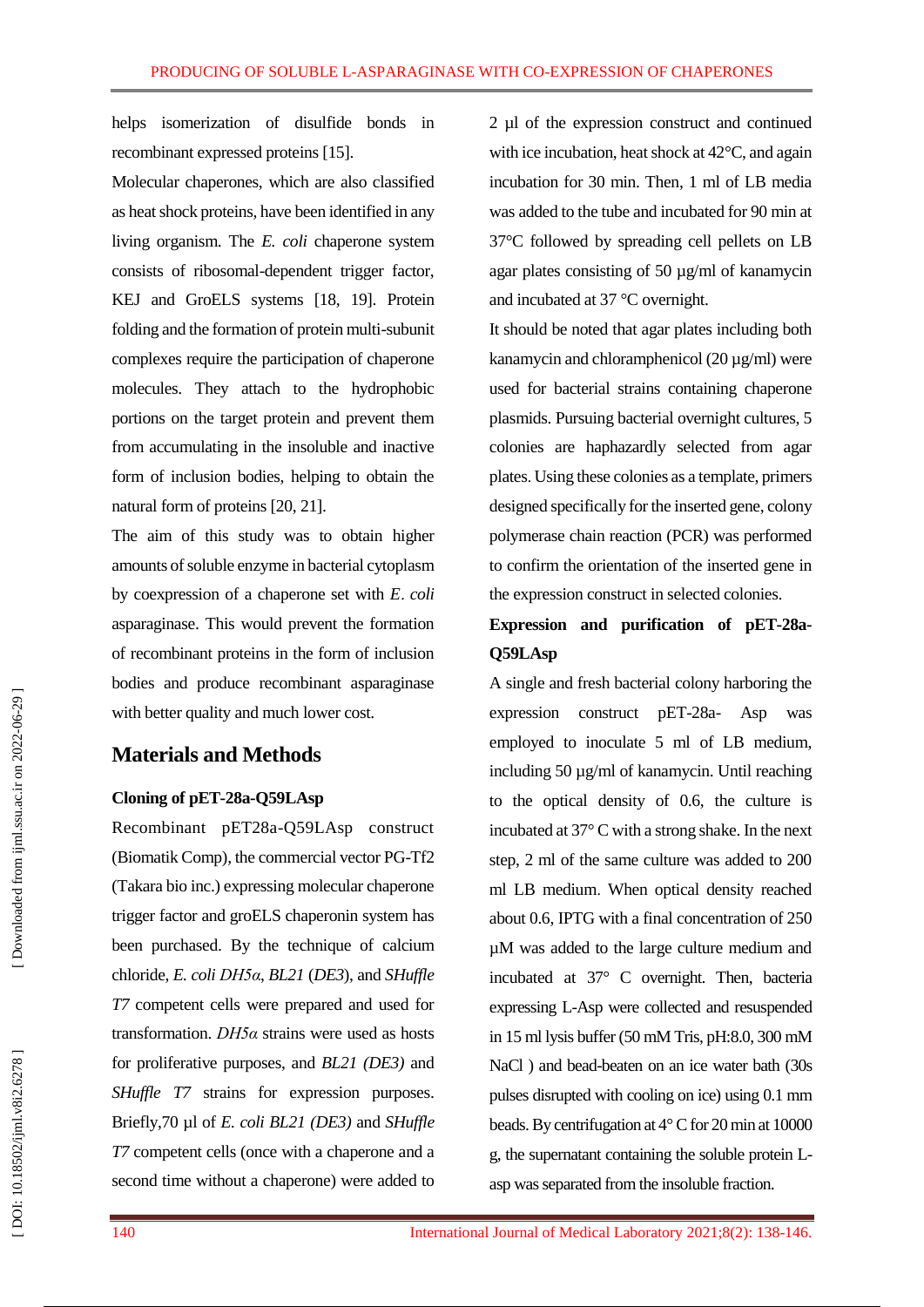helps isomerization of disulfide bonds in recombinant expressed proteins [15].

Molecular chaperones, which are also classified as heat shock proteins, have been identified in any living organism. The *E. coli* chaperone system consists of ribosomal-dependent trigger factor, KEJ and GroELS systems [18, 19]. Protein folding and the formation of protein multi-subunit complexes require the participation of chaperone molecules. They attach to the hydrophobic portions on the target protein and prevent them from accumulating in the insoluble and inactive form of inclusion bodies, helping to obtain the natural form of proteins [20, 21].

The aim of this study was to obtain higher amounts of soluble enzyme in bacterial cytoplasm by coexpression of a chaperone set with *E. coli* asparaginase. This would prevent the formation of recombinant proteins in the form of inclusion bodies and produce recombinant asparaginase with better quality and much lower cost.

## Materials and Methods

### Cloning of pET-28a-Q59LAsp

Recombinant pET28a-Q59LAsp construct (Biomatik Comp), the commercial vector PG-Tf2 (Takara bio inc.) expressing molecular chaperone trigger factor and groELS chaperonin system has been purchased. By the technique of calcium chloride, *E. coli DH5α*, *BL21* (*DE3*), and *SHuffle T7* competent cells were prepared and used for transformation. *DH5α* strains were used as hosts for proliferative purposes, and *BL21 (DE3)* and *SHuffle T7* strains for expression purposes. Briefly,70 µl of *E. coli BL21 (DE3)* and *SHuffle T7* competent cells (once with a chaperone and a second time without a chaperone) were added to 2 µl of the expression construct and continued with ice incubation, heat shock at 42°C, and again incubation for 30 min. Then, 1 ml of LB media was added to the tube and incubated for 90 min at 37°C followed by spreading cell pellets on LB agar plates consisting of 50 µg/ml of kanamycin and incubated at 37 °C overnight.

It should be noted that agar plates including both kanamycin and chloramphenicol (20 µg/ml) were used for bacterial strains containing chaperone plasmids. Pursuing bacterial overnight cultures, 5 colonies are haphazardly selected from agar plates. Using these colonies as a template, primers designed specifically for the inserted gene, colony polymerase chain reaction (PCR) was performed to confirm the orientation of the inserted gene in the expression construct in selected colonies.

### Expression and purification of pET-28a-Q59LAsp

A single and fresh bacterial colony harboring the expression construct pET-28a- Asp was employed to inoculate 5 ml of LB medium, including 50 µg/ml of kanamycin. Until reaching to the optical density of 0.6, the culture is incubated at 37° C with a strong shake. In the next step, 2 ml of the same culture was added to 200 ml LB medium. When optical density reached about 0.6, IPTG with a final concentration of 250 µM was added to the large culture medium and incubated at 37° C overnight. Then, bacteria expressing L-Asp were collected and resuspended in 15 ml lysis buffer (50 mM Tris, pH:8.0, 300 mM NaCl ) and bead-beaten on an ice water bath (30s pulses disrupted with cooling on ice) using 0.1 mm beads. By centrifugation at 4° C for 20 min at 10000 g, the supernatant containing the soluble protein L-asp was separated from the insoluble fraction.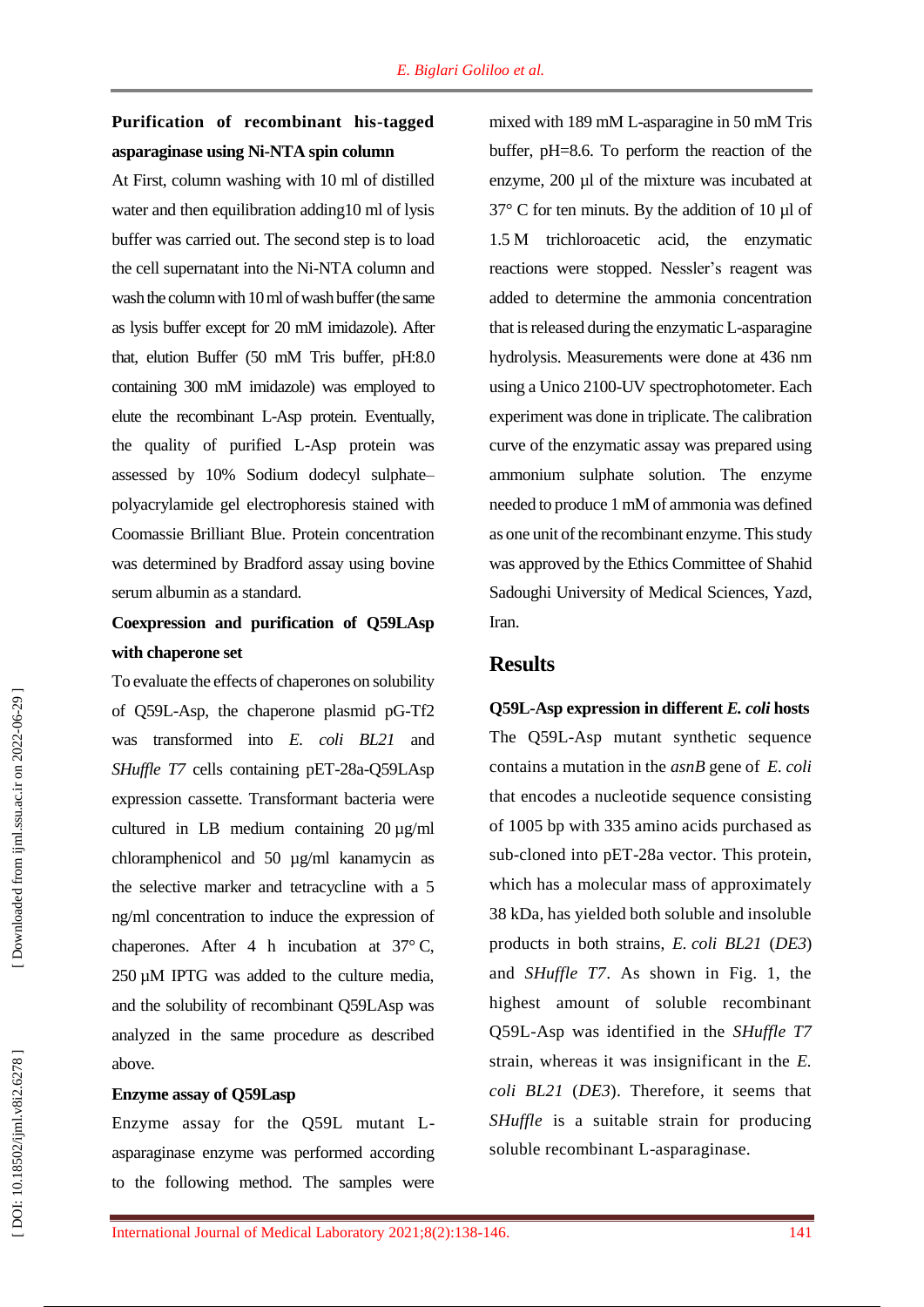### Purification of recombinant his-tagged asparaginase using Ni-NTA spin column

At First, column washing with 10 ml of distilled water and then equilibration adding10 ml of lysis buffer was carried out. The second step is to load the cell supernatant into the Ni-NTA column and wash the column with 10 ml of wash buffer (the same as lysis buffer except for 20 mM imidazole). After that, elution Buffer (50 mM Tris buffer, pH:8.0 containing 300 mM imidazole) was employed to elute the recombinant L-Asp protein. Eventually, the quality of purified L-Asp protein was assessed by 10% Sodium dodecyl sulphate–polyacrylamide gel electrophoresis stained with Coomassie Brilliant Blue. Protein concentration was determined by Bradford assay using bovine serum albumin as a standard.

### Coexpression and purification of Q59LAsp with chaperone set

To evaluate the effects of chaperones on solubility of Q59L-Asp, the chaperone plasmid pG-Tf2 was transformed into *E. coli BL21* and *SHuffle T7* cells containing pET-28a-Q59LAsp expression cassette. Transformant bacteria were cultured in LB medium containing 20 µg/ml chloramphenicol and 50 µg/ml kanamycin as the selective marker and tetracycline with a 5 ng/ml concentration to induce the expression of chaperones. After 4 h incubation at 37° C, 250 µM IPTG was added to the culture media, and the solubility of recombinant Q59LAsp was analyzed in the same procedure as described above.

### Enzyme assay of Q59Lasp

Enzyme assay for the Q59L mutant L-asparaginase enzyme was performed according to the following method. The samples were mixed with 189 mM L-asparagine in 50 mM Tris buffer, pH=8.6. To perform the reaction of the enzyme, 200 µl of the mixture was incubated at 37° C for ten minuts. By the addition of 10 µl of 1.5 M trichloroacetic acid, the enzymatic reactions were stopped. Nessler's reagent was added to determine the ammonia concentration that is released during the enzymatic L-asparagine hydrolysis. Measurements were done at 436 nm using a Unico 2100-UV spectrophotometer. Each experiment was done in triplicate. The calibration curve of the enzymatic assay was prepared using ammonium sulphate solution. The enzyme needed to produce 1 mM of ammonia was defined as one unit of the recombinant enzyme. This study was approved by the Ethics Committee of Shahid Sadoughi University of Medical Sciences, Yazd, Iran.

## Results

### Q59L-Asp expression in different *E. coli* hosts

The Q59L-Asp mutant synthetic sequence contains a mutation in the *asnB* gene of *E. coli* that encodes a nucleotide sequence consisting of 1005 bp with 335 amino acids purchased as sub-cloned into pET-28a vector. This protein, which has a molecular mass of approximately 38 kDa, has yielded both soluble and insoluble products in both strains, *E. coli BL21* (*DE3*) and *SHuffle T7*. As shown in Fig. 1, the highest amount of soluble recombinant Q59L-Asp was identified in the *SHuffle T7* strain, whereas it was insignificant in the *E. coli BL21* (*DE3*). Therefore, it seems that *SHuffle* is a suitable strain for producing soluble recombinant L-asparaginase.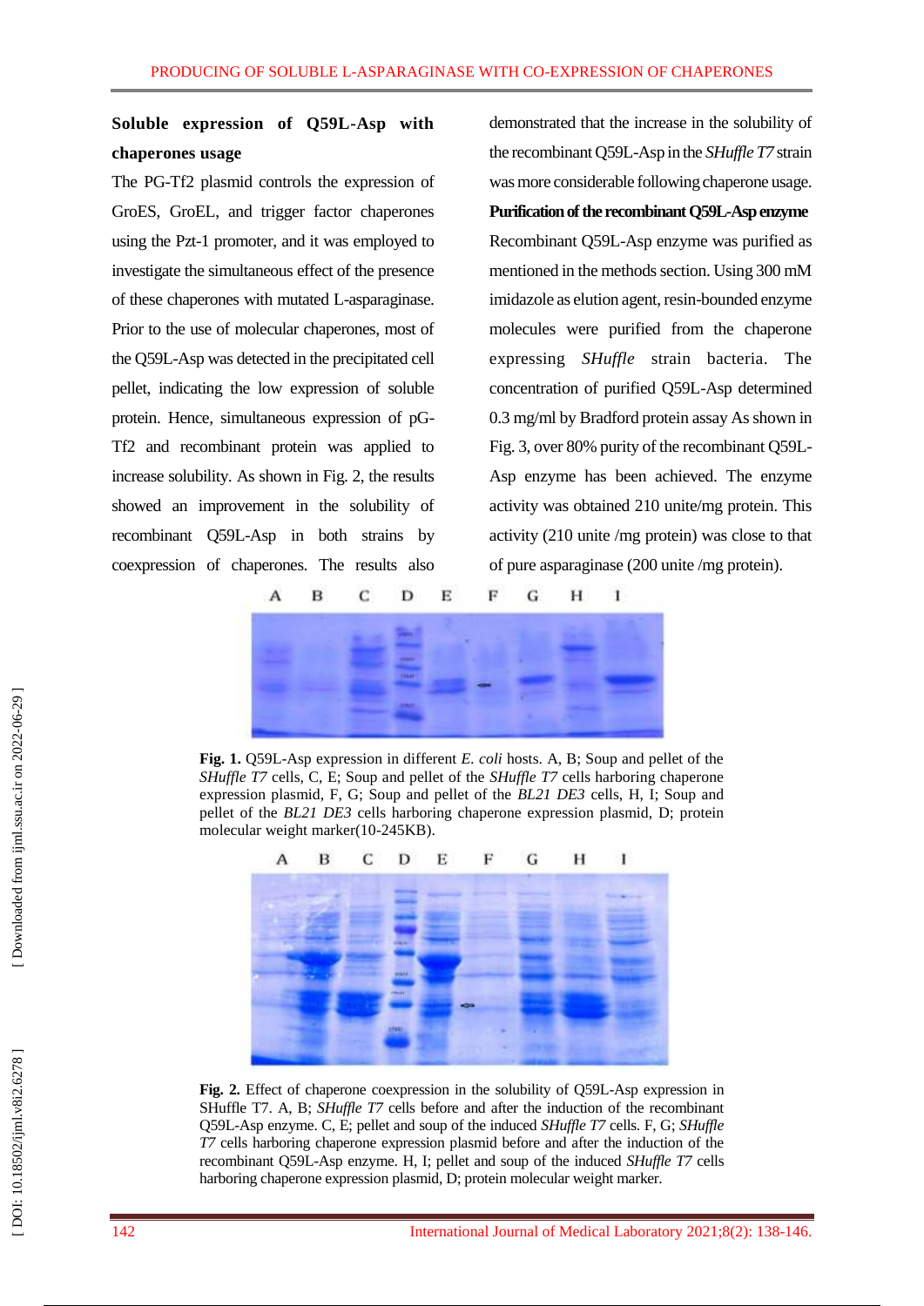### Soluble expression of Q59L-Asp with chaperones usage

The PG-Tf2 plasmid controls the expression of GroES, GroEL, and trigger factor chaperones using the Pzt-1 promoter, and it was employed to investigate the simultaneous effect of the presence of these chaperones with mutated L-asparaginase. Prior to the use of molecular chaperones, most of the Q59L-Asp was detected in the precipitated cell pellet, indicating the low expression of soluble protein. Hence, simultaneous expression of pG-Tf2 and recombinant protein was applied to increase solubility. As shown in Fig. 2, the results showed an improvement in the solubility of recombinant Q59L-Asp in both strains by coexpression of chaperones. The results also demonstrated that the increase in the solubility of the recombinant Q59L-Asp in the *SHuffle T7* strain was more considerable following chaperone usage.

### Purification of the recombinant Q59L-Asp enzyme

Recombinant Q59L-Asp enzyme was purified as mentioned in the methods section. Using 300 mM imidazole as elution agent, resin-bounded enzyme molecules were purified from the chaperone expressing *SHuffle* strain bacteria. The concentration of purified Q59L-Asp determined 0.3 mg/ml by Bradford protein assay As shown in Fig. 3, over 80% purity of the recombinant Q59L-Asp enzyme has been achieved. The enzyme activity was obtained 210 unite/mg protein. This activity (210 unite /mg protein) was close to that of pure asparaginase (200 unite /mg protein).

**Fig. 1.** Q59L-Asp expression in different *E. coli* hosts. A, B; Soup and pellet of the *SHuffle T7* cells, C, E; Soup and pellet of the *SHuffle T7* cells harboring chaperone expression plasmid, F, G; Soup and pellet of the *BL21 DE3* cells, H, I; Soup and pellet of the *BL21 DE3* cells harboring chaperone expression plasmid, D; protein molecular weight marker(10-245KB).

**Fig. 2.** Effect of chaperone coexpression in the solubility of Q59L-Asp expression in SHuffle T7. A, B; *SHuffle T7* cells before and after the induction of the recombinant Q59L-Asp enzyme. C, E; pellet and soup of the induced *SHuffle T7* cells. F, G; *SHuffle T7* cells harboring chaperone expression plasmid before and after the induction of the recombinant Q59L-Asp enzyme. H, I; pellet and soup of the induced *SHuffle T7* cells harboring chaperone expression plasmid, D; protein molecular weight marker.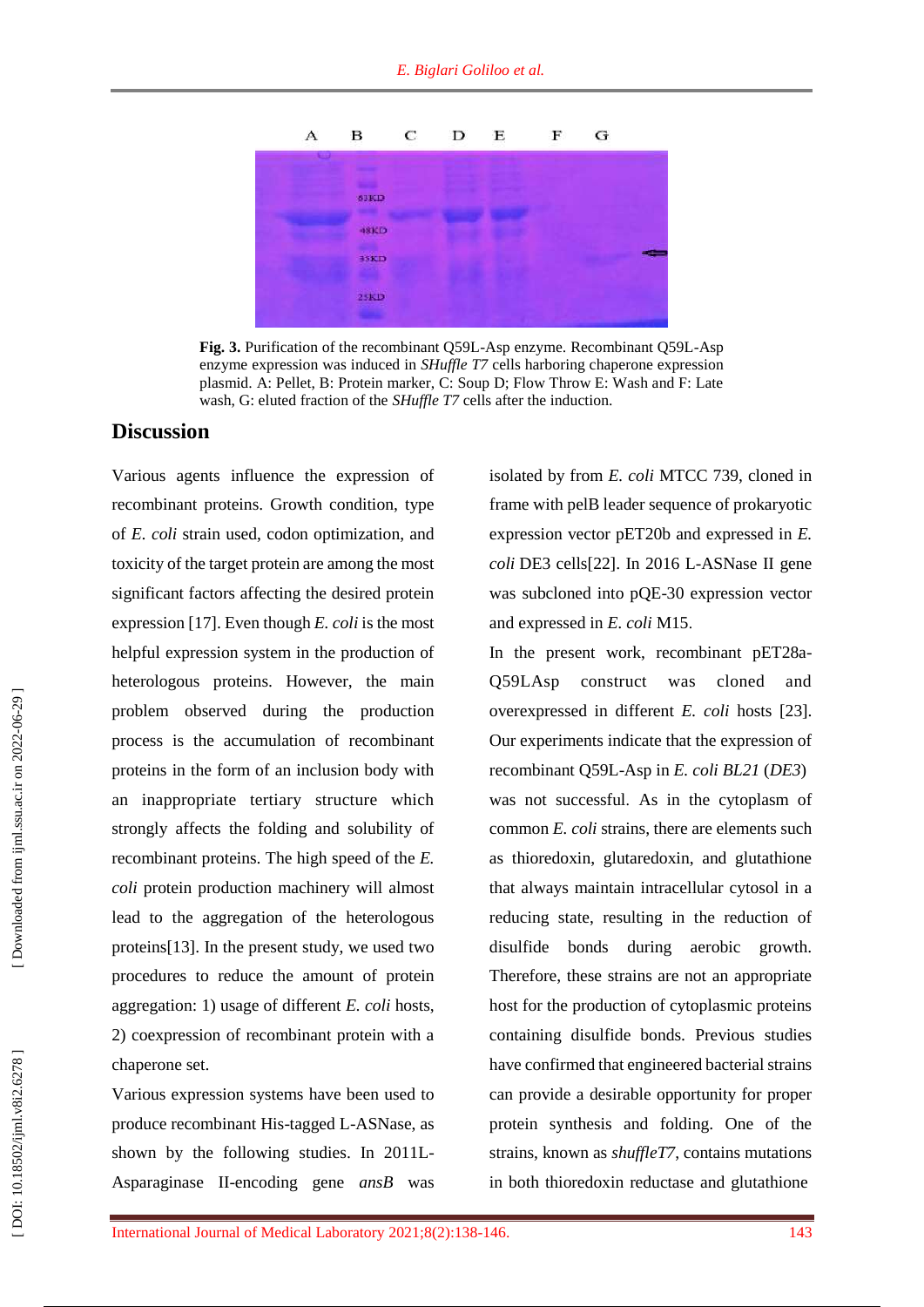**Fig. 3.** Purification of the recombinant Q59L-Asp enzyme. Recombinant Q59L-Asp enzyme expression was induced in *SHuffle T7* cells harboring chaperone expression plasmid. A: Pellet, B: Protein marker, C: Soup D; Flow Throw E: Wash and F: Late wash, G: eluted fraction of the *SHuffle T7* cells after the induction.

## Discussion

Various agents influence the expression of recombinant proteins. Growth condition, type of *E. coli* strain used, codon optimization, and toxicity of the target protein are among the most significant factors affecting the desired protein expression [17]. Even though *E. coli* is the most helpful expression system in the production of heterologous proteins. However, the main problem observed during the production process is the accumulation of recombinant proteins in the form of an inclusion body with an inappropriate tertiary structure which strongly affects the folding and solubility of recombinant proteins. The high speed of the *E. coli* protein production machinery will almost lead to the aggregation of the heterologous proteins[13]. In the present study, we used two procedures to reduce the amount of protein aggregation: 1) usage of different *E. coli* hosts, 2) coexpression of recombinant protein with a chaperone set.

Various expression systems have been used to produce recombinant His-tagged L-ASNase, as shown by the following studies. In 2011L-Asparaginase II-encoding gene *ansB* was isolated by from *E. coli* MTCC 739, cloned in frame with pelB leader sequence of prokaryotic expression vector pET20b and expressed in *E. coli* DE3 cells[22]. In 2016 L-ASNase II gene was subcloned into pQE-30 expression vector and expressed in *E. coli* M15.

In the present work, recombinant pET28a-Q59LAsp construct was cloned and overexpressed in different *E. coli* hosts [23]. Our experiments indicate that the expression of recombinant Q59L-Asp in *E. coli BL21* (*DE3*) was not successful. As in the cytoplasm of common *E. coli* strains, there are elements such as thioredoxin, glutaredoxin, and glutathione that always maintain intracellular cytosol in a reducing state, resulting in the reduction of disulfide bonds during aerobic growth. Therefore, these strains are not an appropriate host for the production of cytoplasmic proteins containing disulfide bonds. Previous studies have confirmed that engineered bacterial strains can provide a desirable opportunity for proper protein synthesis and folding. One of the strains, known as *shuffleT7*, contains mutations in both thioredoxin reductase and glutathione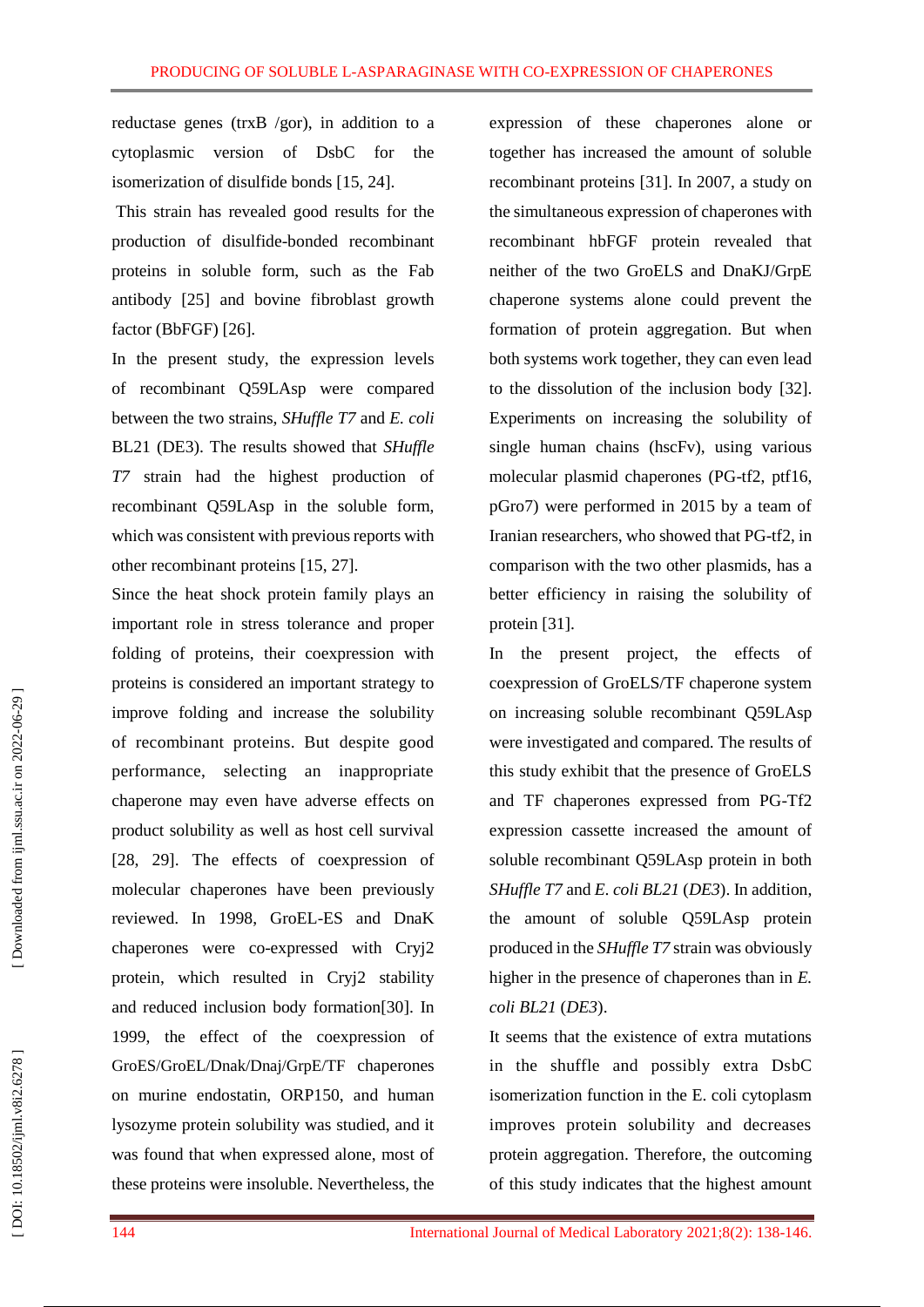reductase genes (trxB /gor), in addition to a cytoplasmic version of DsbC for the isomerization of disulfide bonds [15, 24].

This strain has revealed good results for the production of disulfide-bonded recombinant proteins in soluble form, such as the Fab antibody [25] and bovine fibroblast growth factor (BbFGF) [26].

In the present study, the expression levels of recombinant Q59LAsp were compared between the two strains, *SHuffle T7* and *E. coli* BL21 (DE3). The results showed that *SHuffle T7* strain had the highest production of recombinant Q59LAsp in the soluble form, which was consistent with previous reports with other recombinant proteins [15, 27].

Since the heat shock protein family plays an important role in stress tolerance and proper folding of proteins, their coexpression with proteins is considered an important strategy to improve folding and increase the solubility of recombinant proteins. But despite good performance, selecting an inappropriate chaperone may even have adverse effects on product solubility as well as host cell survival [28, 29]. The effects of coexpression of molecular chaperones have been previously reviewed. In 1998, GroEL-ES and DnaK chaperones were co-expressed with Cryj2 protein, which resulted in Cryj2 stability and reduced inclusion body formation[30]. In 1999, the effect of the coexpression of GroES/GroEL/Dnak/Dnaj/GrpE/TF chaperones on murine endostatin, ORP150, and human lysozyme protein solubility was studied, and it was found that when expressed alone, most of these proteins were insoluble. Nevertheless, the expression of these chaperones alone or together has increased the amount of soluble recombinant proteins [31]. In 2007, a study on the simultaneous expression of chaperones with recombinant hbFGF protein revealed that neither of the two GroELS and DnaKJ/GrpE chaperone systems alone could prevent the formation of protein aggregation. But when both systems work together, they can even lead to the dissolution of the inclusion body [32]. Experiments on increasing the solubility of single human chains (hscFv), using various molecular plasmid chaperones (PG-tf2, ptf16, pGro7) were performed in 2015 by a team of Iranian researchers, who showed that PG-tf2, in comparison with the two other plasmids, has a better efficiency in raising the solubility of protein [31].

In the present project, the effects of coexpression of GroELS/TF chaperone system on increasing soluble recombinant Q59LAsp were investigated and compared. The results of this study exhibit that the presence of GroELS and TF chaperones expressed from PG-Tf2 expression cassette increased the amount of soluble recombinant Q59LAsp protein in both *SHuffle T7* and *E. coli BL21* (*DE3*). In addition, the amount of soluble Q59LAsp protein produced in the *SHuffle T7* strain was obviously higher in the presence of chaperones than in *E. coli BL21* (*DE3*).

It seems that the existence of extra mutations in the shuffle and possibly extra DsbC isomerization function in the E. coli cytoplasm improves protein solubility and decreases protein aggregation. Therefore, the outcoming of this study indicates that the highest amount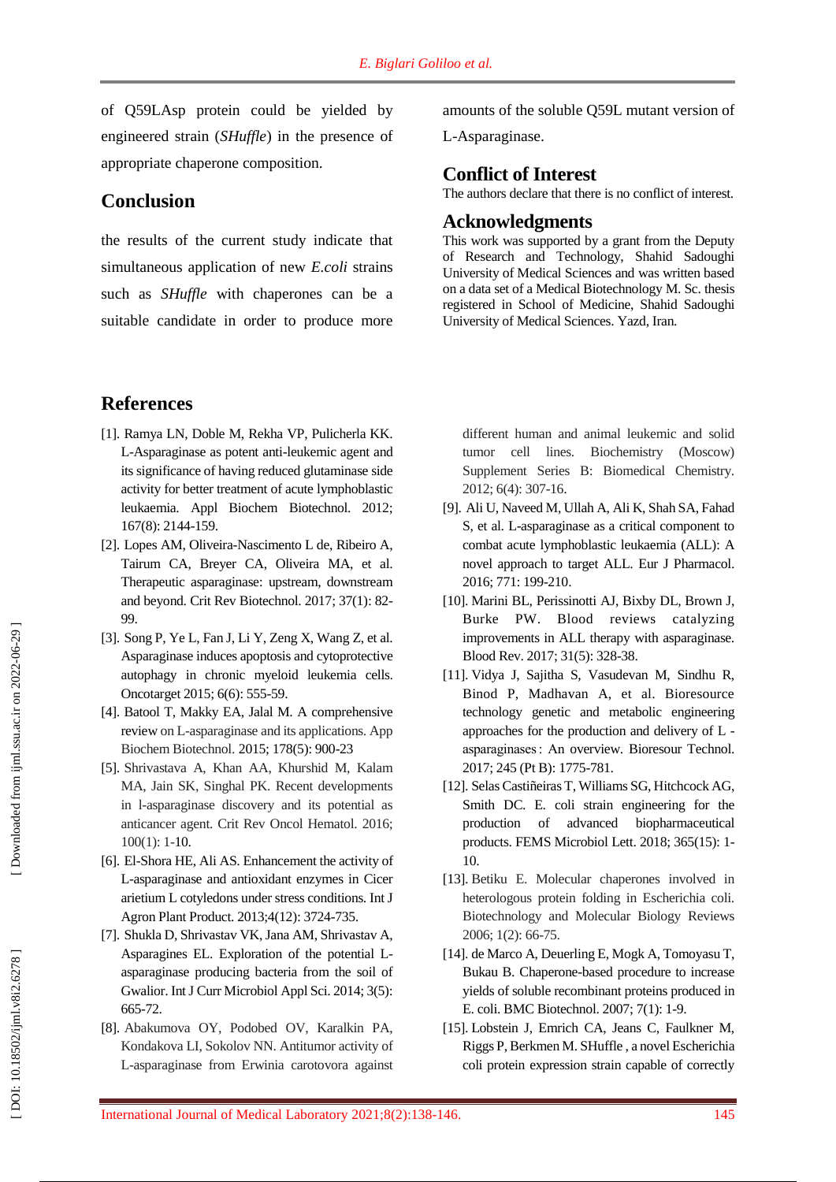of Q59LAsp protein could be yielded by engineered strain (*SHuffle*) in the presence of appropriate chaperone composition.

## Conclusion

the results of the current study indicate that simultaneous application of new *E.coli* strains such as *SHuffle* with chaperones can be a suitable candidate in order to produce more amounts of the soluble Q59L mutant version of L-Asparaginase.

## Conflict of Interest

The authors declare that there is no conflict of interest.

## Acknowledgments

This work was supported by a grant from the Deputy of Research and Technology, Shahid Sadoughi University of Medical Sciences and was written based on a data set of a Medical Biotechnology M. Sc. thesis registered in School of Medicine, Shahid Sadoughi University of Medical Sciences. Yazd, Iran.

## References

[1]. Ramya LN, Doble M, Rekha VP, Pulicherla KK. L-Asparaginase as potent anti-leukemic agent and its significance of having reduced glutaminase side activity for better treatment of acute lymphoblastic leukaemia. Appl Biochem Biotechnol. 2012; 167(8): 2144-159.

[2]. Lopes AM, Oliveira-Nascimento L de, Ribeiro A, Tairum CA, Breyer CA, Oliveira MA, et al. Therapeutic asparaginase: upstream, downstream and beyond. Crit Rev Biotechnol. 2017; 37(1): 82-99.

[3]. Song P, Ye L, Fan J, Li Y, Zeng X, Wang Z, et al. Asparaginase induces apoptosis and cytoprotective autophagy in chronic myeloid leukemia cells. Oncotarget 2015; 6(6): 555-59.

[4]. Batool T, Makky EA, Jalal M. A comprehensive review on L-asparaginase and its applications. App Biochem Biotechnol. 2015; 178(5): 900-23

[5]. Shrivastava A, Khan AA, Khurshid M, Kalam MA, Jain SK, Singhal PK. Recent developments in l-asparaginase discovery and its potential as anticancer agent. Crit Rev Oncol Hematol. 2016; 100(1): 1-10.

[6]. El-Shora HE, Ali AS. Enhancement the activity of L-asparaginase and antioxidant enzymes in Cicer arietium L cotyledons under stress conditions. Int J Agron Plant Product. 2013;4(12): 3724-735.

[7]. Shukla D, Shrivastav VK, Jana AM, Shrivastav A, Asparagines EL. Exploration of the potential L-asparaginase producing bacteria from the soil of Gwalior. Int J Curr Microbiol Appl Sci. 2014; 3(5): 665-72.

[8]. Abakumova OY, Podobed OV, Karalkin PA, Kondakova LI, Sokolov NN. Antitumor activity of L-asparaginase from Erwinia carotovora against different human and animal leukemic and solid tumor cell lines. Biochemistry (Moscow) Supplement Series B: Biomedical Chemistry. 2012; 6(4): 307-16.

[9]. Ali U, Naveed M, Ullah A, Ali K, Shah SA, Fahad S, et al. L-asparaginase as a critical component to combat acute lymphoblastic leukaemia (ALL): A novel approach to target ALL. Eur J Pharmacol. 2016; 771: 199-210.

[10]. Marini BL, Perissinotti AJ, Bixby DL, Brown J, Burke PW. Blood reviews catalyzing improvements in ALL therapy with asparaginase. Blood Rev. 2017; 31(5): 328-38.

[11]. Vidya J, Sajitha S, Vasudevan M, Sindhu R, Binod P, Madhavan A, et al. Bioresource technology genetic and metabolic engineering approaches for the production and delivery of L - asparaginases : An overview. Bioresour Technol. 2017; 245 (Pt B): 1775-781.

[12]. Selas Castiñeiras T, Williams SG, Hitchcock AG, Smith DC. E. coli strain engineering for the production of advanced biopharmaceutical products. FEMS Microbiol Lett. 2018; 365(15): 1-10.

[13]. Betiku E. Molecular chaperones involved in heterologous protein folding in Escherichia coli. Biotechnology and Molecular Biology Reviews 2006; 1(2): 66-75.

[14]. de Marco A, Deuerling E, Mogk A, Tomoyasu T, Bukau B. Chaperone-based procedure to increase yields of soluble recombinant proteins produced in E. coli. BMC Biotechnol. 2007; 7(1): 1-9.

[15]. Lobstein J, Emrich CA, Jeans C, Faulkner M, Riggs P, Berkmen M. SHuffle , a novel Escherichia coli protein expression strain capable of correctly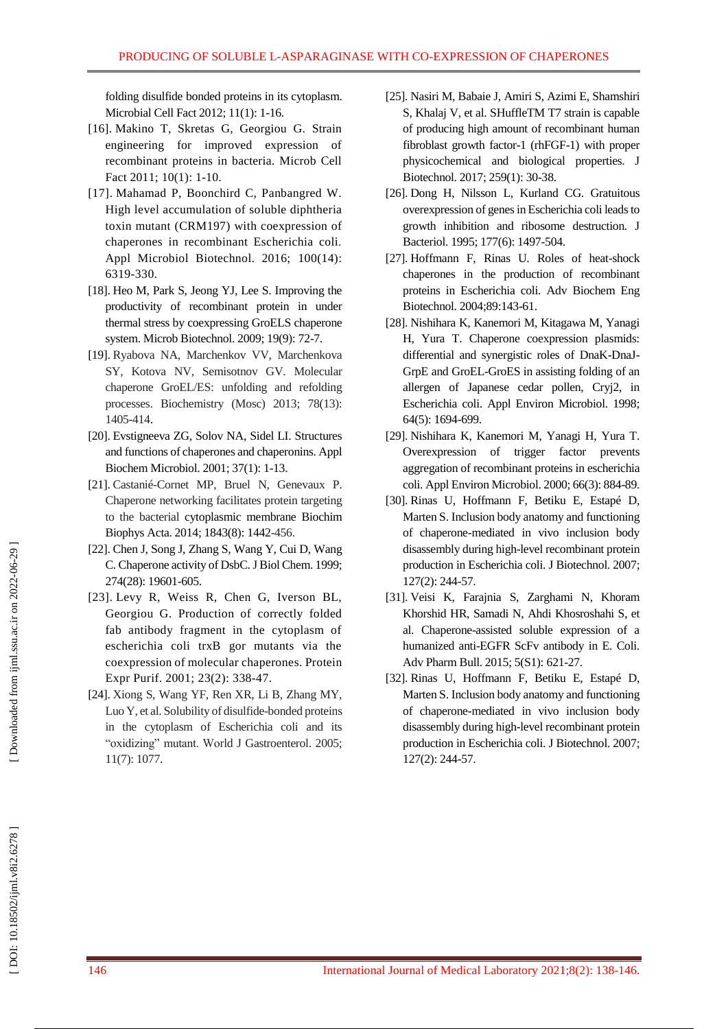folding disulfide bonded proteins in its cytoplasm. Microbial Cell Fact 2012; 11(1): 1-16.

[16]. Makino T, Skretas G, Georgiou G. Strain engineering for improved expression of recombinant proteins in bacteria. Microb Cell Fact 2011; 10(1): 1-10.

[17]. Mahamad P, Boonchird C, Panbangred W. High level accumulation of soluble diphtheria toxin mutant (CRM197) with coexpression of chaperones in recombinant Escherichia coli. Appl Microbiol Biotechnol. 2016; 100(14): 6319-330.

[18]. Heo M, Park S, Jeong YJ, Lee S. Improving the productivity of recombinant protein in under thermal stress by coexpressing GroELS chaperone system. Microb Biotechnol. 2009; 19(9): 72-7.

[19]. Ryabova NA, Marchenkov VV, Marchenkova SY, Kotova NV, Semisotnov GV. Molecular chaperone GroEL/ES: unfolding and refolding processes. Biochemistry (Mosc) 2013; 78(13): 1405-414.

[20]. Evstigneeva ZG, Solov NA, Sidel LI. Structures and functions of chaperones and chaperonins. Appl Biochem Microbiol. 2001; 37(1): 1-13.

[21]. Castanié-Cornet MP, Bruel N, Genevaux P. Chaperone networking facilitates protein targeting to the bacterial cytoplasmic membrane Biochim Biophys Acta. 2014; 1843(8): 1442-456.

[22]. Chen J, Song J, Zhang S, Wang Y, Cui D, Wang C. Chaperone activity of DsbC. J Biol Chem. 1999; 274(28): 19601-605.

[23]. Levy R, Weiss R, Chen G, Iverson BL, Georgiou G. Production of correctly folded fab antibody fragment in the cytoplasm of escherichia coli trxB gor mutants via the coexpression of molecular chaperones. Protein Expr Purif. 2001; 23(2): 338-47.

[24]. Xiong S, Wang YF, Ren XR, Li B, Zhang MY, Luo Y, et al. Solubility of disulfide-bonded proteins in the cytoplasm of Escherichia coli and its "oxidizing" mutant. World J Gastroenterol. 2005; 11(7): 1077.

[25]. Nasiri M, Babaie J, Amiri S, Azimi E, Shamshiri S, Khalaj V, et al. SHuffleTM T7 strain is capable of producing high amount of recombinant human fibroblast growth factor-1 (rhFGF-1) with proper physicochemical and biological properties. J Biotechnol. 2017; 259(1): 30-38.

[26]. Dong H, Nilsson L, Kurland CG. Gratuitous overexpression of genes in Escherichia coli leads to growth inhibition and ribosome destruction. J Bacteriol. 1995; 177(6): 1497-504.

[27]. Hoffmann F, Rinas U. Roles of heat-shock chaperones in the production of recombinant proteins in Escherichia coli. Adv Biochem Eng Biotechnol. 2004;89:143-61.

[28]. Nishihara K, Kanemori M, Kitagawa M, Yanagi H, Yura T. Chaperone coexpression plasmids: differential and synergistic roles of DnaK-DnaJ-GrpE and GroEL-GroES in assisting folding of an allergen of Japanese cedar pollen, Cryj2, in Escherichia coli. Appl Environ Microbiol. 1998; 64(5): 1694-699.

[29]. Nishihara K, Kanemori M, Yanagi H, Yura T. Overexpression of trigger factor prevents aggregation of recombinant proteins in escherichia coli. Appl Environ Microbiol. 2000; 66(3): 884-89.

[30]. Rinas U, Hoffmann F, Betiku E, Estapé D, Marten S. Inclusion body anatomy and functioning of chaperone-mediated in vivo inclusion body disassembly during high-level recombinant protein production in Escherichia coli. J Biotechnol. 2007; 127(2): 244-57.

[31]. Veisi K, Farajnia S, Zarghami N, Khoram Khorshid HR, Samadi N, Ahdi Khosroshahi S, et al. Chaperone-assisted soluble expression of a humanized anti-EGFR ScFv antibody in E. Coli. Adv Pharm Bull. 2015; 5(S1): 621-27.

[32]. Rinas U, Hoffmann F, Betiku E, Estapé D, Marten S. Inclusion body anatomy and functioning of chaperone-mediated in vivo inclusion body disassembly during high-level recombinant protein production in Escherichia coli. J Biotechnol. 2007; 127(2): 244-57.